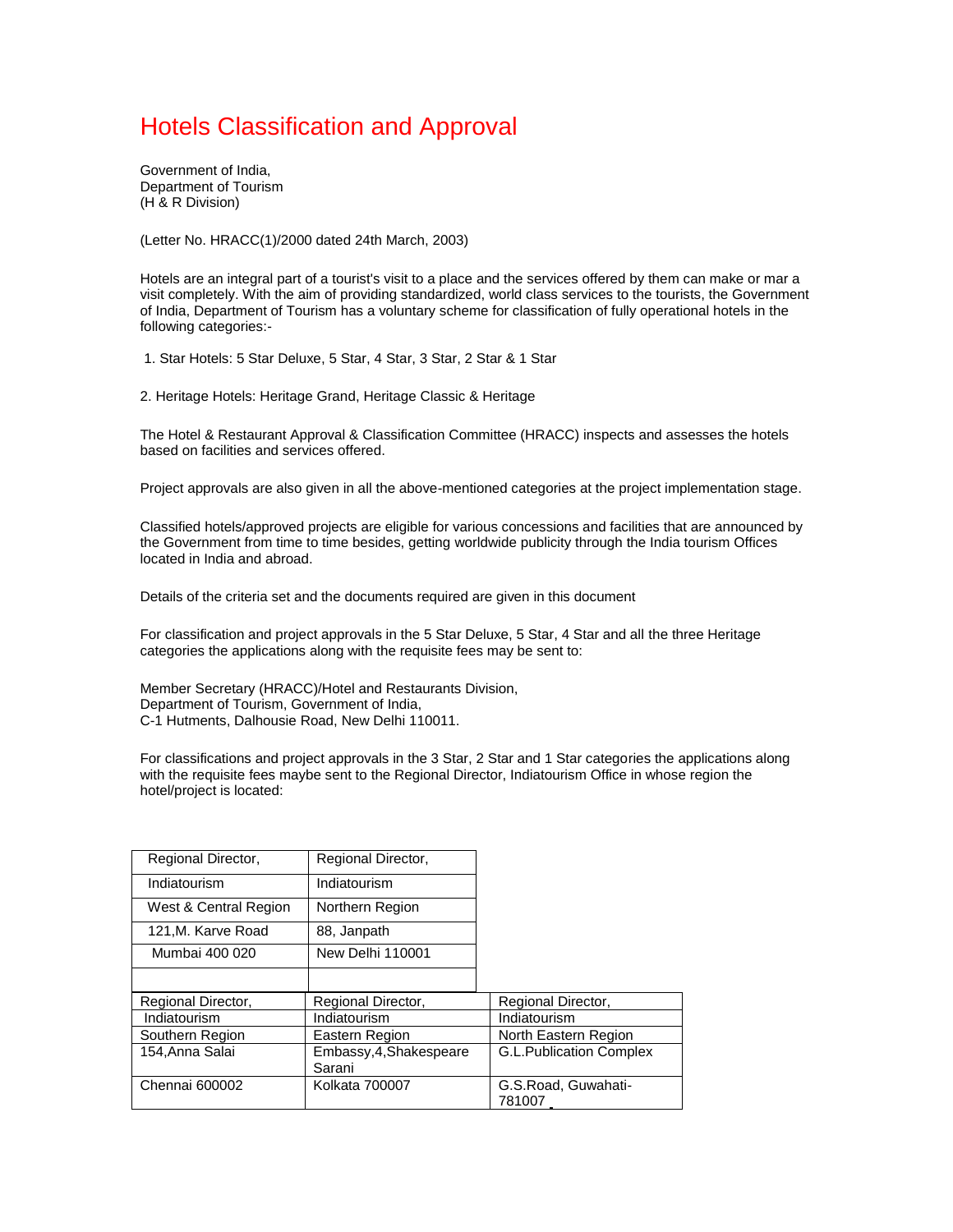# Hotels Classification and Approval

Government of India,
Department of Tourism
(H & R Division)

(Letter No. HRACC(1)/2000 dated 24th March, 2003)

Hotels are an integral part of a tourist's visit to a place and the services offered by them can make or mar a visit completely. With the aim of providing standardized, world class services to the tourists, the Government of India, Department of Tourism has a voluntary scheme for classification of fully operational hotels in the following categories:-

1. Star Hotels: 5 Star Deluxe, 5 Star, 4 Star, 3 Star, 2 Star & 1 Star

2. Heritage Hotels: Heritage Grand, Heritage Classic & Heritage

The Hotel & Restaurant Approval & Classification Committee (HRACC) inspects and assesses the hotels based on facilities and services offered.

Project approvals are also given in all the above-mentioned categories at the project implementation stage.

Classified hotels/approved projects are eligible for various concessions and facilities that are announced by the Government from time to time besides, getting worldwide publicity through the India tourism Offices located in India and abroad.

Details of the criteria set and the documents required are given in this document

For classification and project approvals in the 5 Star Deluxe, 5 Star, 4 Star and all the three Heritage categories the applications along with the requisite fees may be sent to:

Member Secretary (HRACC)/Hotel and Restaurants Division,
Department of Tourism, Government of India,
C-1 Hutments, Dalhousie Road, New Delhi 110011.

For classifications and project approvals in the 3 Star, 2 Star and 1 Star categories the applications along with the requisite fees maybe sent to the Regional Director, Indiatourism Office in whose region the hotel/project is located:

| Regional Director, | Regional Director, |
|---|---|
| Indiatourism | Indiatourism |
| West & Central Region | Northern Region |
| 121,M. Karve Road | 88, Janpath |
| Mumbai 400 020 | New Delhi 110001 |

| Regional Director, | Regional Director, | Regional Director, |
|---|---|---|
| Indiatourism | Indiatourism | Indiatourism |
| Southern Region | Eastern Region | North Eastern Region |
| 154,Anna Salai | Embassy,4,Shakespeare Sarani | G.L.Publication Complex |
| Chennai 600002 | Kolkata 700007 | G.S.Road, Guwahati-781007 |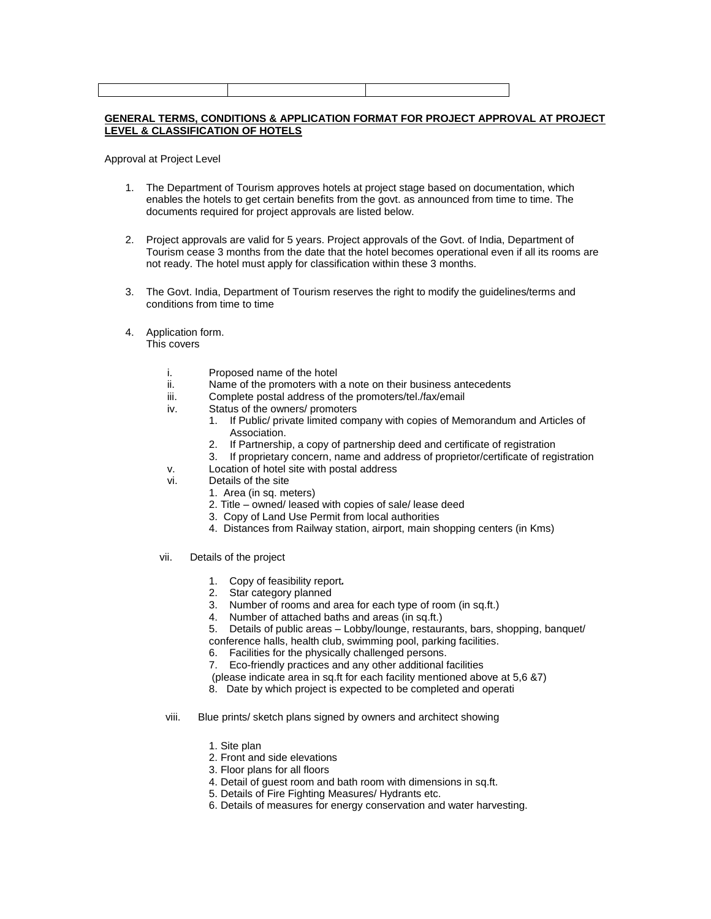| | | |
|---|---|---|

**GENERAL TERMS, CONDITIONS & APPLICATION FORMAT FOR PROJECT APPROVAL AT PROJECT LEVEL & CLASSIFICATION OF HOTELS**

Approval at Project Level

1. The Department of Tourism approves hotels at project stage based on documentation, which enables the hotels to get certain benefits from the govt. as announced from time to time. The documents required for project approvals are listed below.

2. Project approvals are valid for 5 years. Project approvals of the Govt. of India, Department of Tourism cease 3 months from the date that the hotel becomes operational even if all its rooms are not ready. The hotel must apply for classification within these 3 months.

3. The Govt. India, Department of Tourism reserves the right to modify the guidelines/terms and conditions from time to time

4. Application form.
   This covers

   i. Proposed name of the hotel
   ii. Name of the promoters with a note on their business antecedents
   iii. Complete postal address of the promoters/tel./fax/email
   iv. Status of the owners/ promoters
      1. If Public/ private limited company with copies of Memorandum and Articles of Association.
      2. If Partnership, a copy of partnership deed and certificate of registration
      3. If proprietary concern, name and address of proprietor/certificate of registration
   v. Location of hotel site with postal address
   vi. Details of the site
      1. Area (in sq. meters)
      2. Title – owned/ leased with copies of sale/ lease deed
      3. Copy of Land Use Permit from local authorities
      4. Distances from Railway station, airport, main shopping centers (in Kms)

   vii. Details of the project

      1. Copy of feasibility report**.**
      2. Star category planned
      3. Number of rooms and area for each type of room (in sq.ft.)
      4. Number of attached baths and areas (in sq.ft.)
      5. Details of public areas – Lobby/lounge, restaurants, bars, shopping, banquet/ conference halls, health club, swimming pool, parking facilities.
      6. Facilities for the physically challenged persons.
      7. Eco-friendly practices and any other additional facilities
      (please indicate area in sq.ft for each facility mentioned above at 5,6 &7)
      8. Date by which project is expected to be completed and operati

   viii. Blue prints/ sketch plans signed by owners and architect showing

      1. Site plan
      2. Front and side elevations
      3. Floor plans for all floors
      4. Detail of guest room and bath room with dimensions in sq.ft.
      5. Details of Fire Fighting Measures/ Hydrants etc.
      6. Details of measures for energy conservation and water harvesting.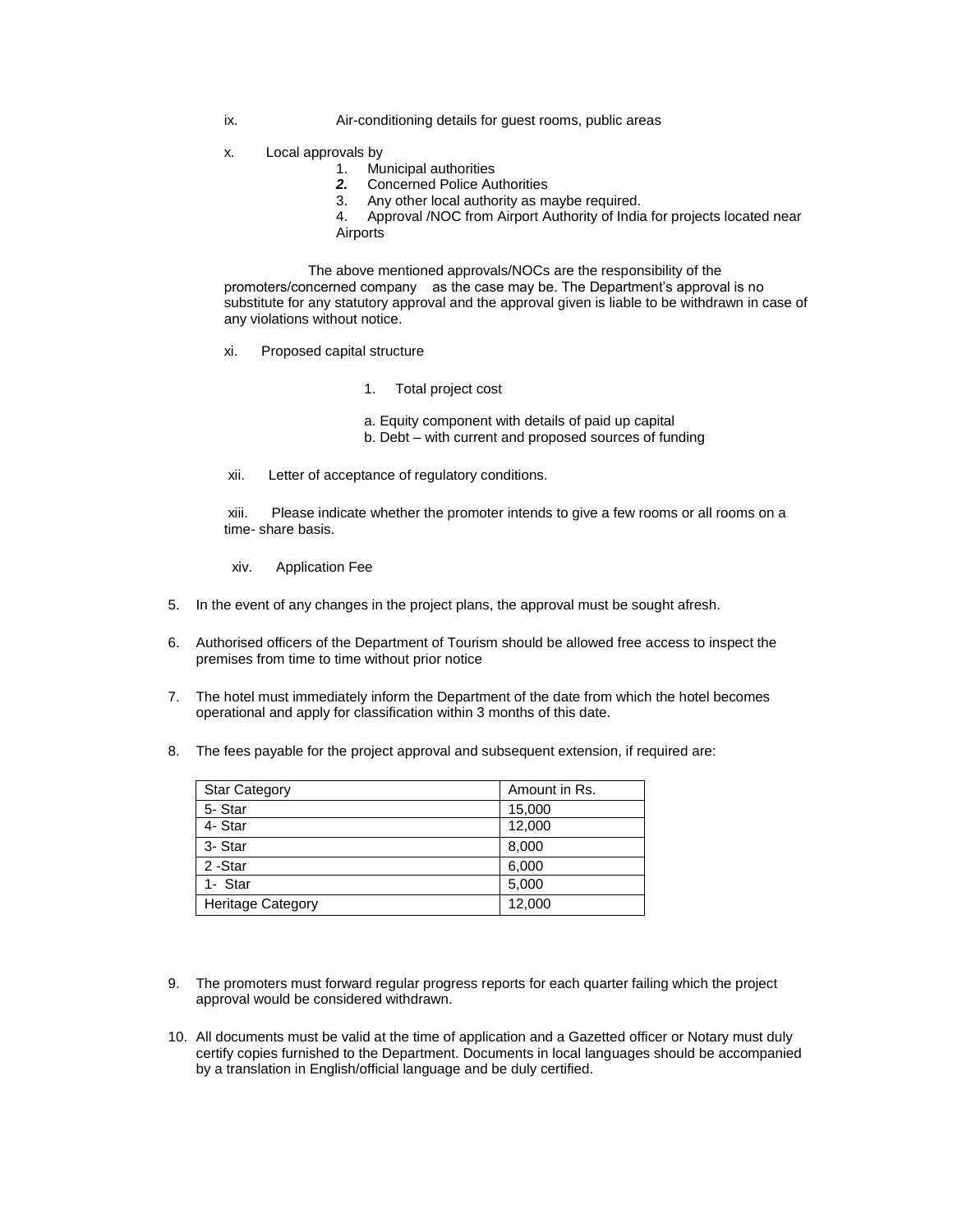ix. Air-conditioning details for guest rooms, public areas

x. Local approvals by

1. Municipal authorities
2. Concerned Police Authorities
3. Any other local authority as maybe required.
4. Approval /NOC from Airport Authority of India for projects located near Airports

The above mentioned approvals/NOCs are the responsibility of the promoters/concerned company as the case may be. The Department's approval is no substitute for any statutory approval and the approval given is liable to be withdrawn in case of any violations without notice.

xi. Proposed capital structure

1. Total project cost

a. Equity component with details of paid up capital
b. Debt – with current and proposed sources of funding

xii. Letter of acceptance of regulatory conditions.

xiii. Please indicate whether the promoter intends to give a few rooms or all rooms on a time- share basis.

xiv. Application Fee

5. In the event of any changes in the project plans, the approval must be sought afresh.

6. Authorised officers of the Department of Tourism should be allowed free access to inspect the premises from time to time without prior notice

7. The hotel must immediately inform the Department of the date from which the hotel becomes operational and apply for classification within 3 months of this date.

8. The fees payable for the project approval and subsequent extension, if required are:

| Star Category | Amount in Rs. |
|---|---|
| 5- Star | 15,000 |
| 4- Star | 12,000 |
| 3- Star | 8,000 |
| 2 -Star | 6,000 |
| 1- Star | 5,000 |
| Heritage Category | 12,000 |

9. The promoters must forward regular progress reports for each quarter failing which the project approval would be considered withdrawn.

10. All documents must be valid at the time of application and a Gazetted officer or Notary must duly certify copies furnished to the Department. Documents in local languages should be accompanied by a translation in English/official language and be duly certified.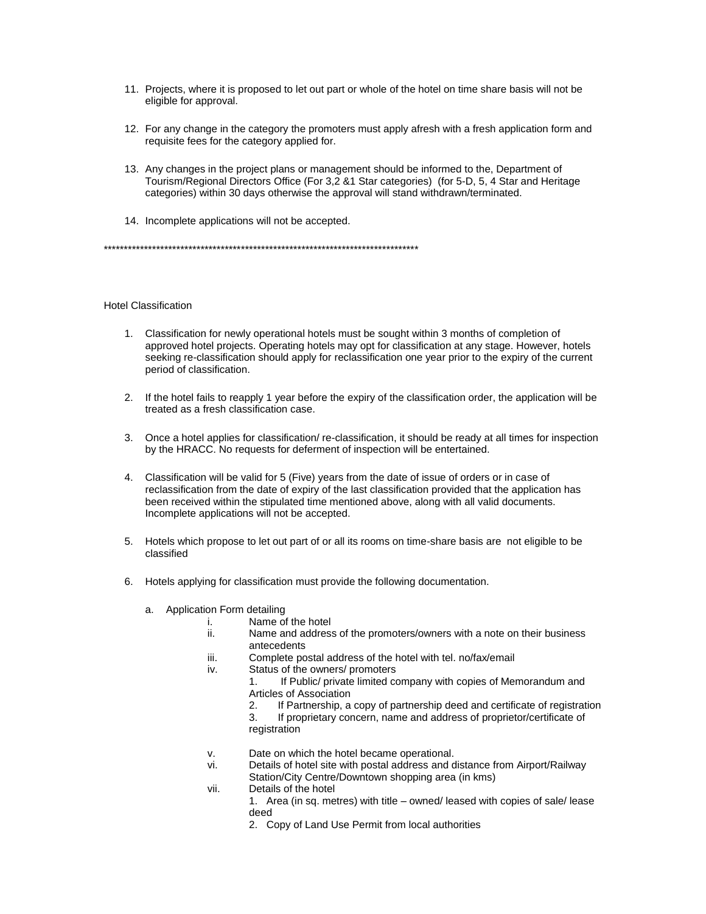11. Projects, where it is proposed to let out part or whole of the hotel on time share basis will not be eligible for approval.

12. For any change in the category the promoters must apply afresh with a fresh application form and requisite fees for the category applied for.

13. Any changes in the project plans or management should be informed to the, Department of Tourism/Regional Directors Office (For 3,2 &1 Star categories) (for 5-D, 5, 4 Star and Heritage categories) within 30 days otherwise the approval will stand withdrawn/terminated.

14. Incomplete applications will not be accepted.

*******************************************************************************

Hotel Classification

1. Classification for newly operational hotels must be sought within 3 months of completion of approved hotel projects. Operating hotels may opt for classification at any stage. However, hotels seeking re-classification should apply for reclassification one year prior to the expiry of the current period of classification.

2. If the hotel fails to reapply 1 year before the expiry of the classification order, the application will be treated as a fresh classification case.

3. Once a hotel applies for classification/ re-classification, it should be ready at all times for inspection by the HRACC. No requests for deferment of inspection will be entertained.

4. Classification will be valid for 5 (Five) years from the date of issue of orders or in case of reclassification from the date of expiry of the last classification provided that the application has been received within the stipulated time mentioned above, along with all valid documents. Incomplete applications will not be accepted.

5. Hotels which propose to let out part of or all its rooms on time-share basis are not eligible to be classified

6. Hotels applying for classification must provide the following documentation.

   a. Application Form detailing
      i. Name of the hotel
      ii. Name and address of the promoters/owners with a note on their business antecedents
      iii. Complete postal address of the hotel with tel. no/fax/email
      iv. Status of the owners/ promoters
         1. If Public/ private limited company with copies of Memorandum and Articles of Association
         2. If Partnership, a copy of partnership deed and certificate of registration
         3. If proprietary concern, name and address of proprietor/certificate of registration
      v. Date on which the hotel became operational.
      vi. Details of hotel site with postal address and distance from Airport/Railway Station/City Centre/Downtown shopping area (in kms)
      vii. Details of the hotel
         1. Area (in sq. metres) with title – owned/ leased with copies of sale/ lease deed
         2. Copy of Land Use Permit from local authorities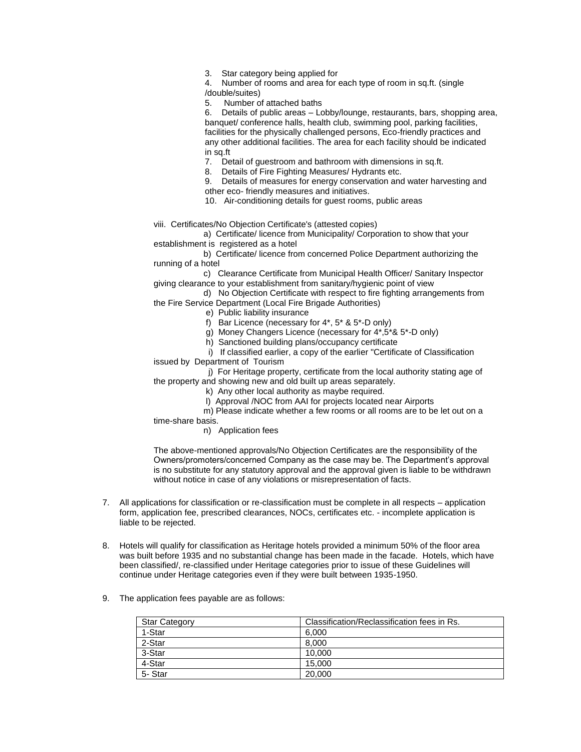3. Star category being applied for
4. Number of rooms and area for each type of room in sq.ft. (single /double/suites)
5. Number of attached baths
6. Details of public areas – Lobby/lounge, restaurants, bars, shopping area, banquet/ conference halls, health club, swimming pool, parking facilities, facilities for the physically challenged persons, Eco-friendly practices and any other additional facilities. The area for each facility should be indicated in sq.ft
7. Detail of guestroom and bathroom with dimensions in sq.ft.
8. Details of Fire Fighting Measures/ Hydrants etc.
9. Details of measures for energy conservation and water harvesting and other eco- friendly measures and initiatives.
10. Air-conditioning details for guest rooms, public areas

viii. Certificates/No Objection Certificate's (attested copies)

a) Certificate/ licence from Municipality/ Corporation to show that your establishment is registered as a hotel

b) Certificate/ licence from concerned Police Department authorizing the running of a hotel

c) Clearance Certificate from Municipal Health Officer/ Sanitary Inspector giving clearance to your establishment from sanitary/hygienic point of view

d) No Objection Certificate with respect to fire fighting arrangements from the Fire Service Department (Local Fire Brigade Authorities)

e) Public liability insurance

f) Bar Licence (necessary for 4*, 5* & 5*-D only)

g) Money Changers Licence (necessary for 4*,5*& 5*-D only)

h) Sanctioned building plans/occupancy certificate

i) If classified earlier, a copy of the earlier "Certificate of Classification issued by Department of Tourism

j) For Heritage property, certificate from the local authority stating age of the property and showing new and old built up areas separately.

k) Any other local authority as maybe required.

l) Approval /NOC from AAI for projects located near Airports

m) Please indicate whether a few rooms or all rooms are to be let out on a time-share basis.

n) Application fees

The above-mentioned approvals/No Objection Certificates are the responsibility of the Owners/promoters/concerned Company as the case may be. The Department's approval is no substitute for any statutory approval and the approval given is liable to be withdrawn without notice in case of any violations or misrepresentation of facts.

7. All applications for classification or re-classification must be complete in all respects – application form, application fee, prescribed clearances, NOCs, certificates etc. - incomplete application is liable to be rejected.

8. Hotels will qualify for classification as Heritage hotels provided a minimum 50% of the floor area was built before 1935 and no substantial change has been made in the facade. Hotels, which have been classified/, re-classified under Heritage categories prior to issue of these Guidelines will continue under Heritage categories even if they were built between 1935-1950.

9. The application fees payable are as follows:

| Star Category | Classification/Reclassification fees in Rs. |
|---|---|
| 1-Star | 6,000 |
| 2-Star | 8,000 |
| 3-Star | 10,000 |
| 4-Star | 15,000 |
| 5- Star | 20,000 |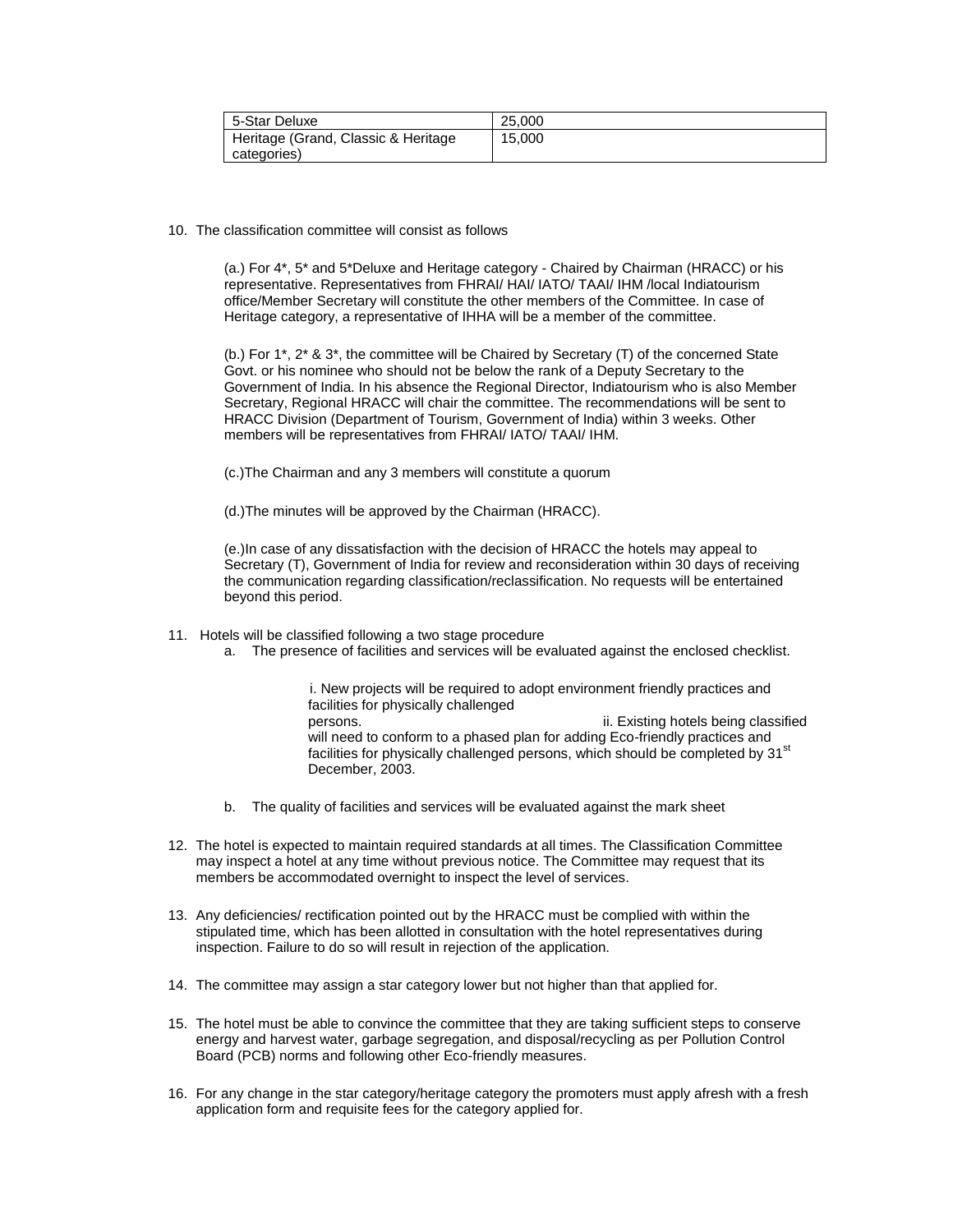| 5-Star Deluxe | 25,000 |
|---|---|
| Heritage (Grand, Classic & Heritage categories) | 15,000 |

10. The classification committee will consist as follows

    (a.) For 4*, 5* and 5*Deluxe and Heritage category - Chaired by Chairman (HRACC) or his representative. Representatives from FHRAI/ HAI/ IATO/ TAAI/ IHM /local Indiatourism office/Member Secretary will constitute the other members of the Committee. In case of Heritage category, a representative of IHHA will be a member of the committee.

    (b.) For 1*, 2* & 3*, the committee will be Chaired by Secretary (T) of the concerned State Govt. or his nominee who should not be below the rank of a Deputy Secretary to the Government of India. In his absence the Regional Director, Indiatourism who is also Member Secretary, Regional HRACC will chair the committee. The recommendations will be sent to HRACC Division (Department of Tourism, Government of India) within 3 weeks. Other members will be representatives from FHRAI/ IATO/ TAAI/ IHM.

    (c.)The Chairman and any 3 members will constitute a quorum

    (d.)The minutes will be approved by the Chairman (HRACC).

    (e.)In case of any dissatisfaction with the decision of HRACC the hotels may appeal to Secretary (T), Government of India for review and reconsideration within 30 days of receiving the communication regarding classification/reclassification. No requests will be entertained beyond this period.

11. Hotels will be classified following a two stage procedure
    a. The presence of facilities and services will be evaluated against the enclosed checklist.

       i. New projects will be required to adopt environment friendly practices and facilities for physically challenged persons.
       ii. Existing hotels being classified will need to conform to a phased plan for adding Eco-friendly practices and facilities for physically challenged persons, which should be completed by 31st December, 2003.

    b. The quality of facilities and services will be evaluated against the mark sheet

12. The hotel is expected to maintain required standards at all times. The Classification Committee may inspect a hotel at any time without previous notice. The Committee may request that its members be accommodated overnight to inspect the level of services.

13. Any deficiencies/ rectification pointed out by the HRACC must be complied with within the stipulated time, which has been allotted in consultation with the hotel representatives during inspection. Failure to do so will result in rejection of the application.

14. The committee may assign a star category lower but not higher than that applied for.

15. The hotel must be able to convince the committee that they are taking sufficient steps to conserve energy and harvest water, garbage segregation, and disposal/recycling as per Pollution Control Board (PCB) norms and following other Eco-friendly measures.

16. For any change in the star category/heritage category the promoters must apply afresh with a fresh application form and requisite fees for the category applied for.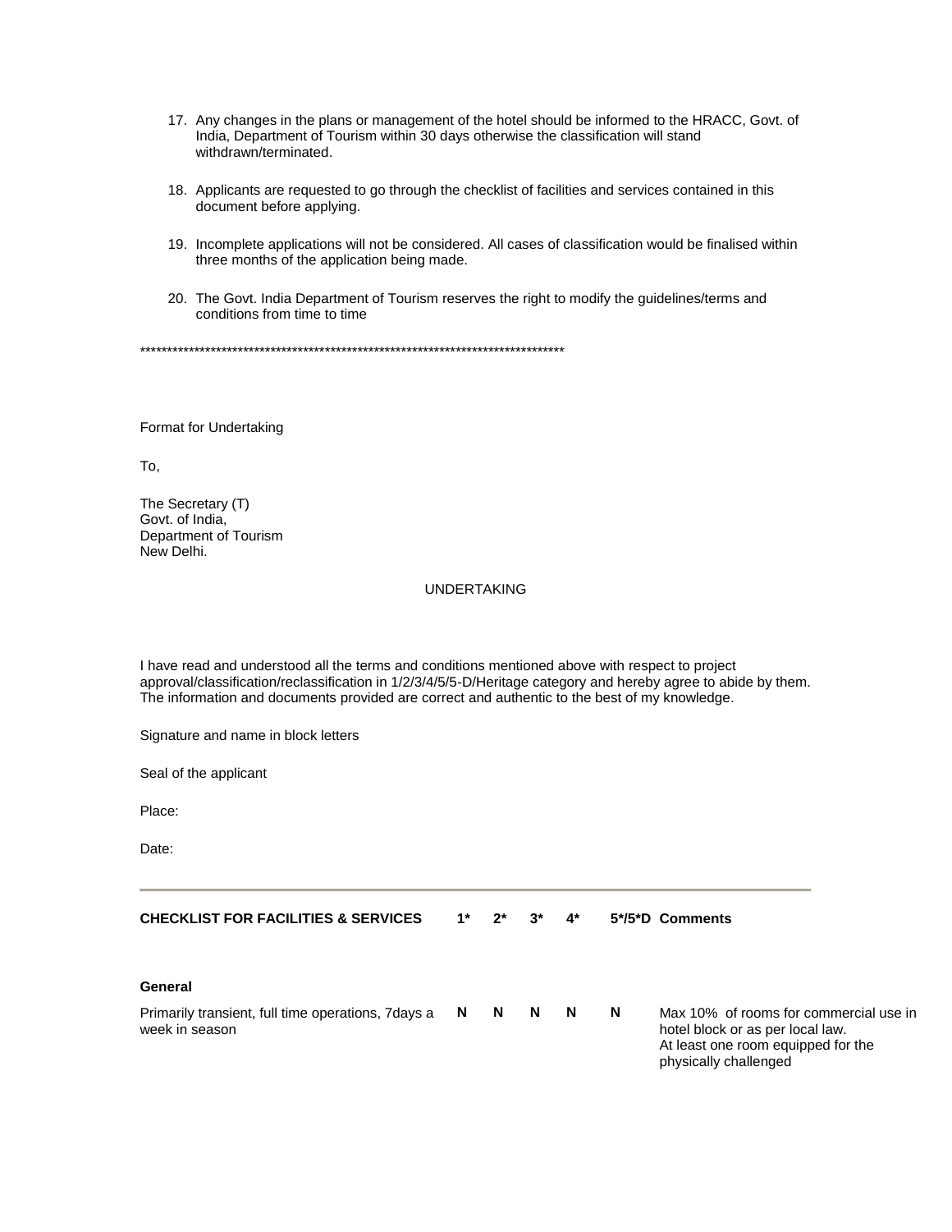17. Any changes in the plans or management of the hotel should be informed to the HRACC, Govt. of India, Department of Tourism within 30 days otherwise the classification will stand withdrawn/terminated.

18. Applicants are requested to go through the checklist of facilities and services contained in this document before applying.

19. Incomplete applications will not be considered. All cases of classification would be finalised within three months of the application being made.

20. The Govt. India Department of Tourism reserves the right to modify the guidelines/terms and conditions from time to time

******************************************************************************

Format for Undertaking

To,

The Secretary (T)
Govt. of India,
Department of Tourism
New Delhi.

UNDERTAKING

I have read and understood all the terms and conditions mentioned above with respect to project approval/classification/reclassification in 1/2/3/4/5/5-D/Heritage category and hereby agree to abide by them. The information and documents provided are correct and authentic to the best of my knowledge.

Signature and name in block letters

Seal of the applicant

Place:

Date:

---

| CHECKLIST FOR FACILITIES & SERVICES | 1* | 2* | 3* | 4* | 5*/5*D | Comments |
|---|---|---|---|---|---|---|
| **General** | | | | | | |
| Primarily transient, full time operations, 7days a week in season | **N** | **N** | **N** | **N** | **N** | Max 10% of rooms for commercial use in hotel block or as per local law. At least one room equipped for the physically challenged |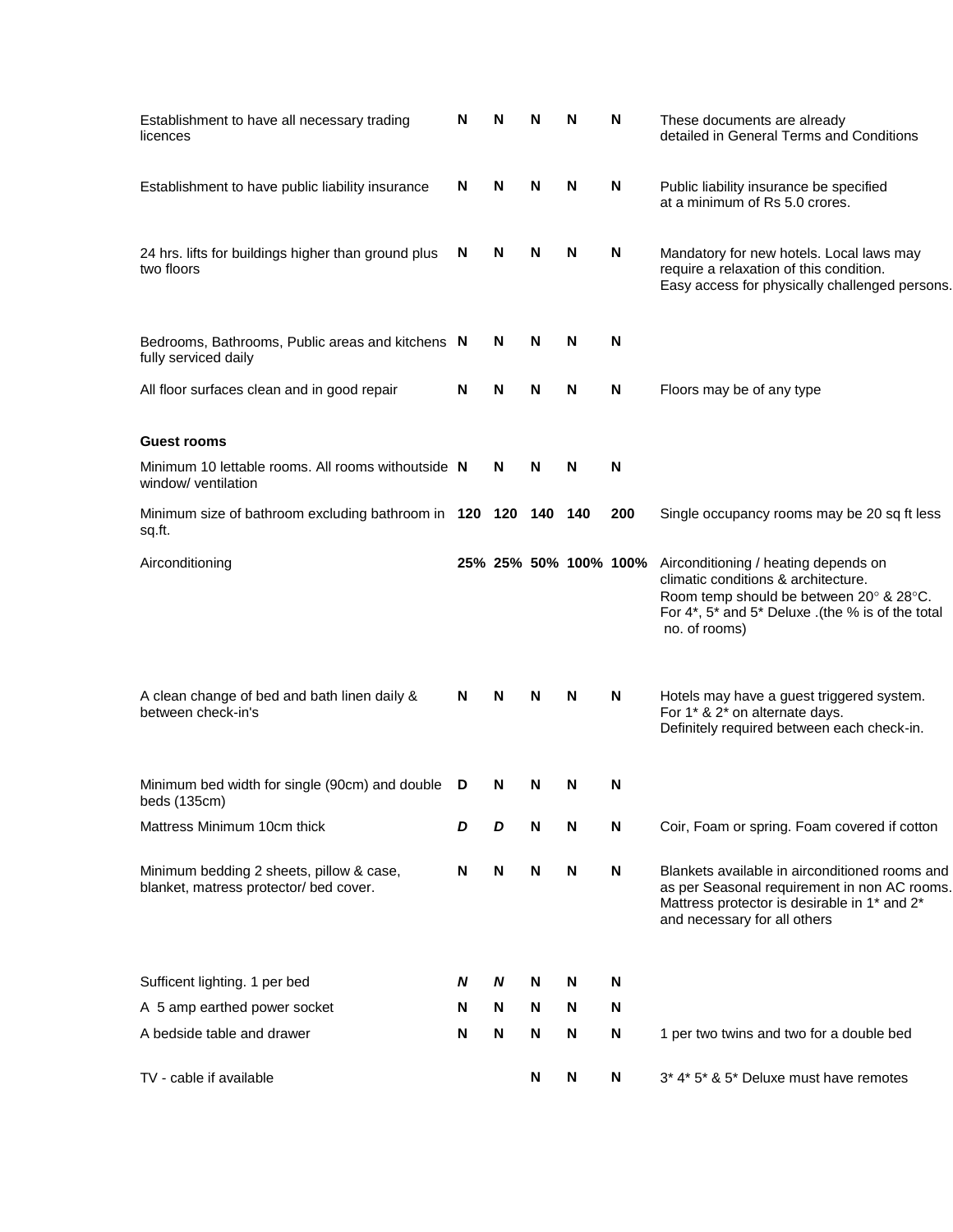| | | | | | | |
|---|---|---|---|---|---|---|
| Establishment to have all necessary trading licences | **N** | **N** | **N** | **N** | **N** | These documents are already detailed in General Terms and Conditions |
| Establishment to have public liability insurance | **N** | **N** | **N** | **N** | **N** | Public liability insurance be specified at a minimum of Rs 5.0 crores. |
| 24 hrs. lifts for buildings higher than ground plus two floors | **N** | **N** | **N** | **N** | **N** | Mandatory for new hotels. Local laws may require a relaxation of this condition. Easy access for physically challenged persons. |
| Bedrooms, Bathrooms, Public areas and kitchens fully serviced daily | **N** | **N** | **N** | **N** | **N** | |
| All floor surfaces clean and in good repair | **N** | **N** | **N** | **N** | **N** | Floors may be of any type |
| **Guest rooms** | | | | | | |
| Minimum 10 lettable rooms. All rooms withoutside window/ ventilation | **N** | **N** | **N** | **N** | **N** | |
| Minimum size of bathroom excluding bathroom in sq.ft. | **120** | **120** | **140** | **140** | **200** | Single occupancy rooms may be 20 sq ft less |
| Airconditioning | **25%** | **25%** | **50%** | **100%** | **100%** | Airconditioning / heating depends on climatic conditions & architecture. Room temp should be between 20° & 28°C. For 4*, 5* and 5* Deluxe .(the % is of the total no. of rooms) |
| A clean change of bed and bath linen daily & between check-in's | **N** | **N** | **N** | **N** | **N** | Hotels may have a guest triggered system. For 1* & 2* on alternate days. Definitely required between each check-in. |
| Minimum bed width for single (90cm) and double beds (135cm) | **D** | **N** | **N** | **N** | **N** | |
| Mattress Minimum 10cm thick | ***D*** | ***D*** | **N** | **N** | **N** | Coir, Foam or spring. Foam covered if cotton |
| Minimum bedding 2 sheets, pillow & case, blanket, matress protector/ bed cover. | **N** | **N** | **N** | **N** | **N** | Blankets available in airconditioned rooms and as per Seasonal requirement in non AC rooms. Mattress protector is desirable in 1* and 2* and necessary for all others |
| Sufficent lighting. 1 per bed | ***N*** | ***N*** | **N** | **N** | **N** | |
| A 5 amp earthed power socket | **N** | **N** | **N** | **N** | **N** | |
| A bedside table and drawer | **N** | **N** | **N** | **N** | **N** | 1 per two twins and two for a double bed |
| TV - cable if available | | | **N** | **N** | **N** | 3* 4* 5* & 5* Deluxe must have remotes |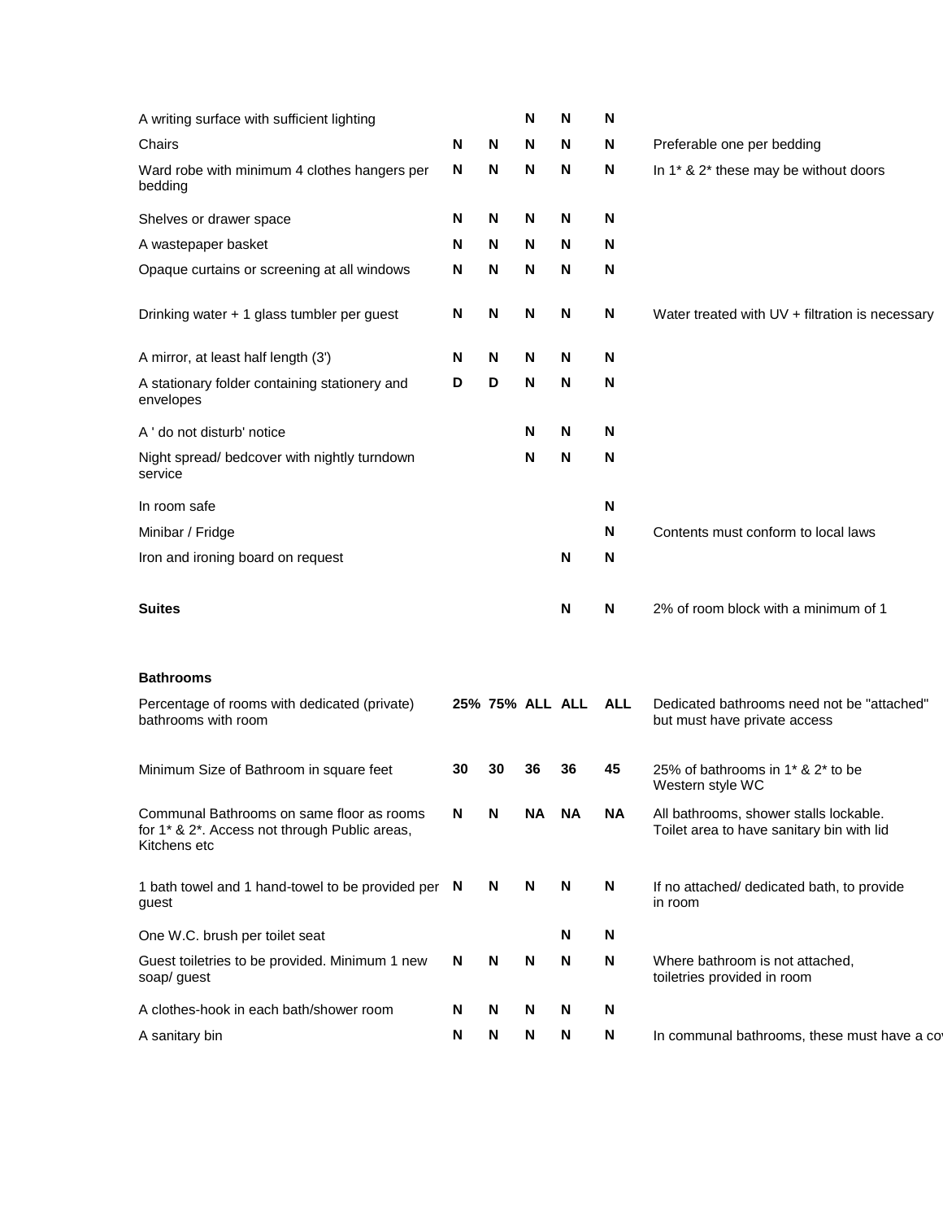| | | | | | | |
|---|---|---|---|---|---|---|
| A writing surface with sufficient lighting | | | N | N | N | |
| Chairs | N | N | N | N | N | Preferable one per bedding |
| Ward robe with minimum 4 clothes hangers per bedding | N | N | N | N | N | In 1* & 2* these may be without doors |
| Shelves or drawer space | N | N | N | N | N | |
| A wastepaper basket | N | N | N | N | N | |
| Opaque curtains or screening at all windows | N | N | N | N | N | |
| Drinking water + 1 glass tumbler per guest | N | N | N | N | N | Water treated with UV + filtration is necessary |
| A mirror, at least half length (3') | N | N | N | N | N | |
| A stationary folder containing stationery and envelopes | D | D | N | N | N | |
| A ' do not disturb' notice | | | N | N | N | |
| Night spread/ bedcover with nightly turndown service | | | N | N | N | |
| In room safe | | | | | N | |
| Minibar / Fridge | | | | | N | Contents must conform to local laws |
| Iron and ironing board on request | | | | N | N | |
| **Suites** | | | | N | N | 2% of room block with a minimum of 1 |
| **Bathrooms** | | | | | | |
| Percentage of rooms with dedicated (private) bathrooms with room | 25% | 75% | ALL | ALL | ALL | Dedicated bathrooms need not be "attached" but must have private access |
| Minimum Size of Bathroom in square feet | 30 | 30 | 36 | 36 | 45 | 25% of bathrooms in 1* & 2* to be Western style WC |
| Communal Bathrooms on same floor as rooms for 1* & 2*. Access not through Public areas, Kitchens etc | N | N | NA | NA | NA | All bathrooms, shower stalls lockable. Toilet area to have sanitary bin with lid |
| 1 bath towel and 1 hand-towel to be provided per guest | N | N | N | N | N | If no attached/ dedicated bath, to provide in room |
| One W.C. brush per toilet seat | | | | N | N | |
| Guest toiletries to be provided. Minimum 1 new soap/ guest | N | N | N | N | N | Where bathroom is not attached, toiletries provided in room |
| A clothes-hook in each bath/shower room | N | N | N | N | N | |
| A sanitary bin | N | N | N | N | N | In communal bathrooms, these must have a co |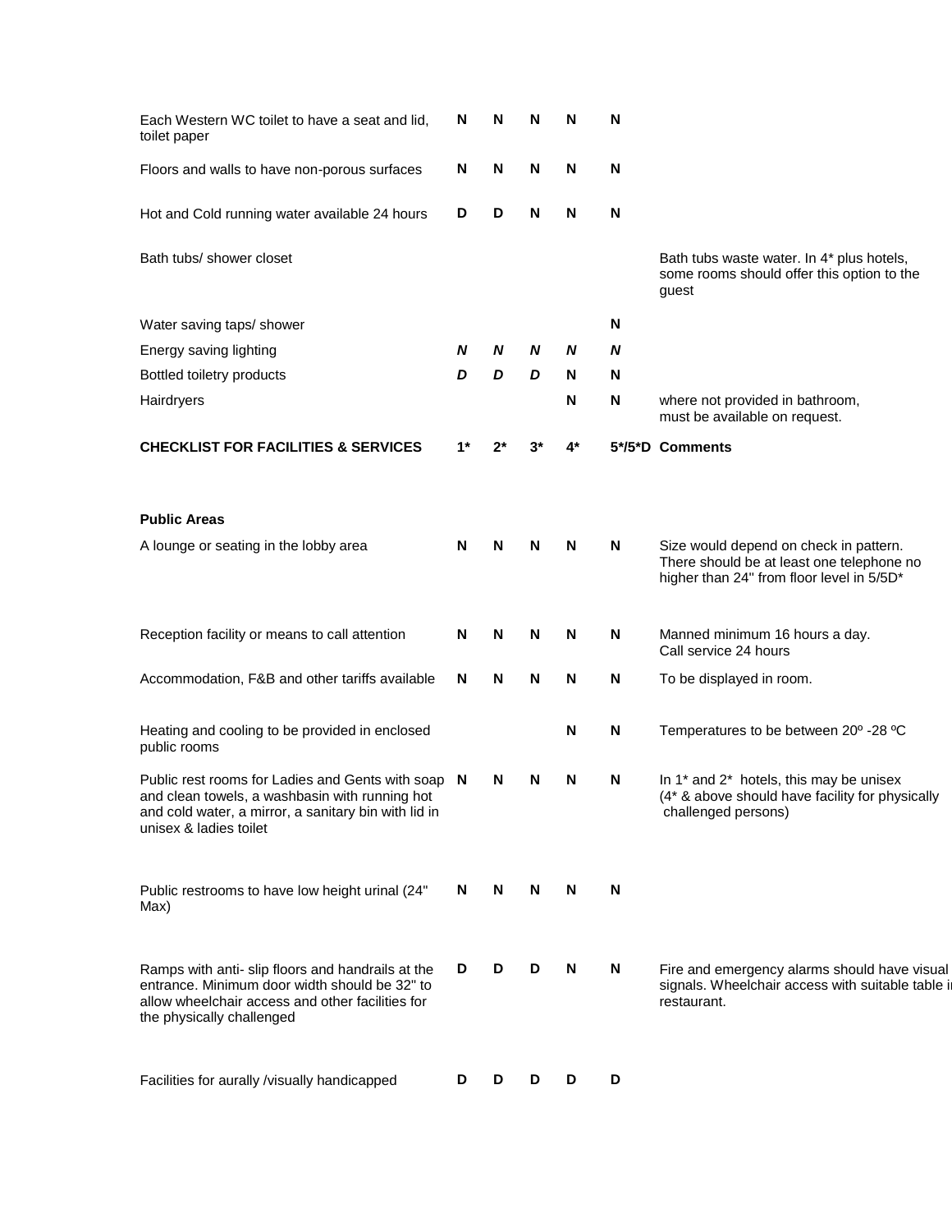| | | | | | | |
|---|---|---|---|---|---|---|
| Each Western WC toilet to have a seat and lid, toilet paper | N | N | N | N | N | |
| Floors and walls to have non-porous surfaces | N | N | N | N | N | |
| Hot and Cold running water available 24 hours | D | D | N | N | N | |
| Bath tubs/ shower closet | | | | | | Bath tubs waste water. In 4* plus hotels, some rooms should offer this option to the guest |
| Water saving taps/ shower | | | | | N | |
| Energy saving lighting | *N* | *N* | *N* | *N* | *N* | |
| Bottled toiletry products | *D* | *D* | *D* | N | N | |
| Hairdryers | | | | N | N | where not provided in bathroom, must be available on request. |

| **CHECKLIST FOR FACILITIES & SERVICES** | **1*** | **2*** | **3*** | **4*** | **5*/5*D** | **Comments** |
|---|---|---|---|---|---|---|
| **Public Areas** | | | | | | |
| A lounge or seating in the lobby area | N | N | N | N | N | Size would depend on check in pattern. There should be at least one telephone no higher than 24" from floor level in 5/5D* |
| Reception facility or means to call attention | N | N | N | N | N | Manned minimum 16 hours a day. Call service 24 hours |
| Accommodation, F&B and other tariffs available | N | N | N | N | N | To be displayed in room. |
| Heating and cooling to be provided in enclosed public rooms | | | | N | N | Temperatures to be between 20º -28 ºC |
| Public rest rooms for Ladies and Gents with soap and clean towels, a washbasin with running hot and cold water, a mirror, a sanitary bin with lid in unisex & ladies toilet | N | N | N | N | N | In 1* and 2* hotels, this may be unisex (4* & above should have facility for physically challenged persons) |
| Public restrooms to have low height urinal (24" Max) | N | N | N | N | N | |
| Ramps with anti- slip floors and handrails at the entrance. Minimum door width should be 32" to allow wheelchair access and other facilities for the physically challenged | D | D | D | N | N | Fire and emergency alarms should have visual signals. Wheelchair access with suitable table in restaurant. |
| Facilities for aurally /visually handicapped | D | D | D | D | D | |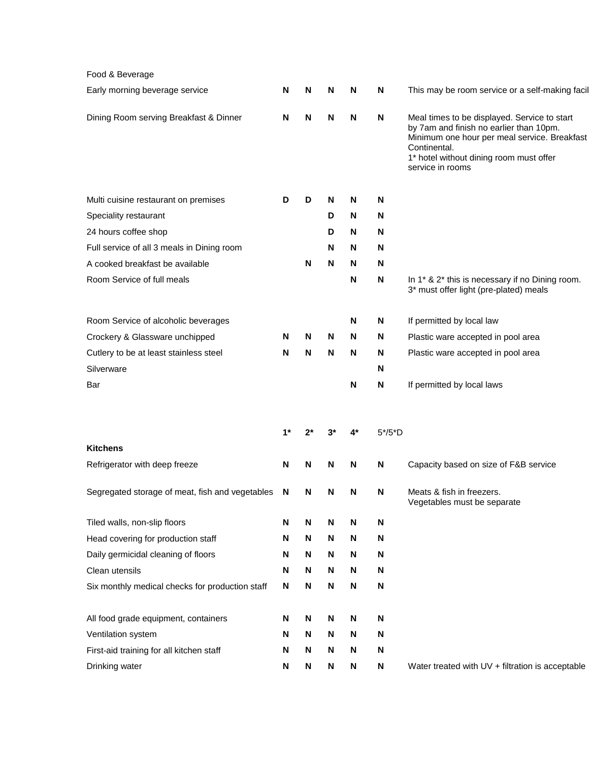| | 1* | 2* | 3* | 4* | 5*/5*D | |
|---|---|---|---|---|---|---|
| **Food & Beverage** | | | | | | |
| Early morning beverage service | **N** | **N** | **N** | **N** | **N** | This may be room service or a self-making facil |
| Dining Room serving Breakfast & Dinner | **N** | **N** | **N** | **N** | **N** | Meal times to be displayed. Service to start by 7am and finish no earlier than 10pm. Minimum one hour per meal service. Breakfast Continental. 1* hotel without dining room must offer service in rooms |
| Multi cuisine restaurant on premises | **D** | **D** | **N** | **N** | **N** | |
| Speciality restaurant | | | **D** | **N** | **N** | |
| 24 hours coffee shop | | | **D** | **N** | **N** | |
| Full service of all 3 meals in Dining room | | | **N** | **N** | **N** | |
| A cooked breakfast be available | | **N** | **N** | **N** | **N** | |
| Room Service of full meals | | | | **N** | **N** | In 1* & 2* this is necessary if no Dining room. 3* must offer light (pre-plated) meals |
| Room Service of alcoholic beverages | | | | **N** | **N** | If permitted by local law |
| Crockery & Glassware unchipped | **N** | **N** | **N** | **N** | **N** | Plastic ware accepted in pool area |
| Cutlery to be at least stainless steel | **N** | **N** | **N** | **N** | **N** | Plastic ware accepted in pool area |
| Silverware | | | | | **N** | |
| Bar | | | | **N** | **N** | If permitted by local laws |

| | 1* | 2* | 3* | 4* | 5*/5*D | |
|---|---|---|---|---|---|---|
| **Kitchens** | | | | | | |
| Refrigerator with deep freeze | **N** | **N** | **N** | **N** | **N** | Capacity based on size of F&B service |
| Segregated storage of meat, fish and vegetables | **N** | **N** | **N** | **N** | **N** | Meats & fish in freezers. Vegetables must be separate |
| Tiled walls, non-slip floors | **N** | **N** | **N** | **N** | **N** | |
| Head covering for production staff | **N** | **N** | **N** | **N** | **N** | |
| Daily germicidal cleaning of floors | **N** | **N** | **N** | **N** | **N** | |
| Clean utensils | **N** | **N** | **N** | **N** | **N** | |
| Six monthly medical checks for production staff | **N** | **N** | **N** | **N** | **N** | |
| All food grade equipment, containers | **N** | **N** | **N** | **N** | **N** | |
| Ventilation system | **N** | **N** | **N** | **N** | **N** | |
| First-aid training for all kitchen staff | **N** | **N** | **N** | **N** | **N** | |
| Drinking water | **N** | **N** | **N** | **N** | **N** | Water treated with UV + filtration is acceptable |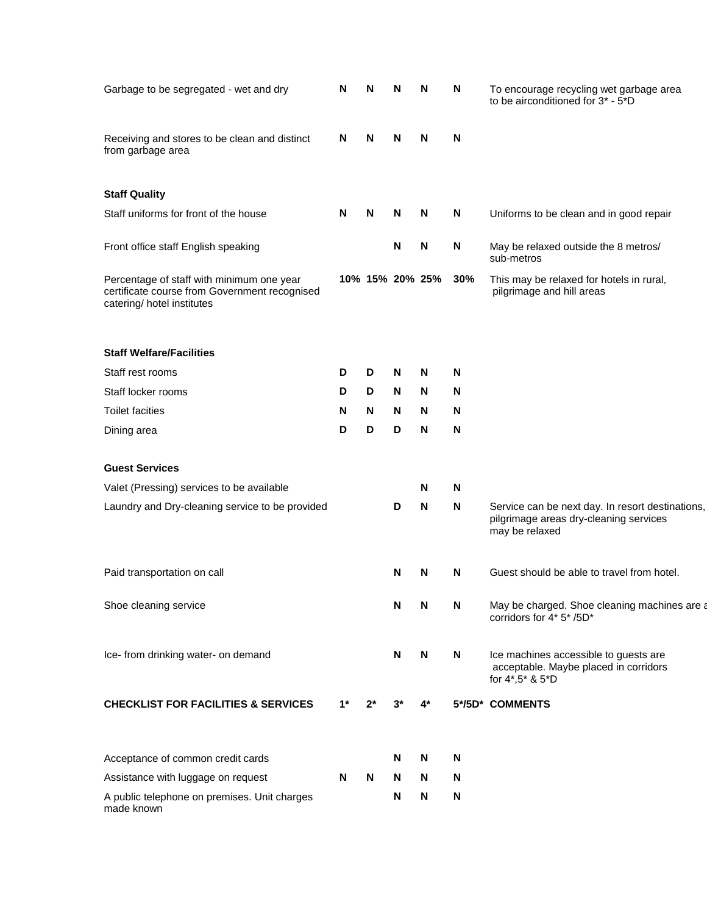| | | | | | | |
|---|---|---|---|---|---|---|
| Garbage to be segregated - wet and dry | N | N | N | N | N | To encourage recycling wet garbage area to be airconditioned for 3* - 5*D |
| Receiving and stores to be clean and distinct from garbage area | N | N | N | N | N | |
| **Staff Quality** | | | | | | |
| Staff uniforms for front of the house | N | N | N | N | N | Uniforms to be clean and in good repair |
| Front office staff English speaking | | | N | N | N | May be relaxed outside the 8 metros/ sub-metros |
| Percentage of staff with minimum one year certificate course from Government recognised catering/ hotel institutes | 10% | 15% | 20% | 25% | 30% | This may be relaxed for hotels in rural, pilgrimage and hill areas |
| **Staff Welfare/Facilities** | | | | | | |
| Staff rest rooms | D | D | N | N | N | |
| Staff locker rooms | D | D | N | N | N | |
| Toilet facities | N | N | N | N | N | |
| Dining area | D | D | D | N | N | |
| **Guest Services** | | | | | | |
| Valet (Pressing) services to be available | | | | N | N | |
| Laundry and Dry-cleaning service to be provided | | | D | N | N | Service can be next day. In resort destinations, pilgrimage areas dry-cleaning services may be relaxed |
| Paid transportation on call | | | N | N | N | Guest should be able to travel from hotel. |
| Shoe cleaning service | | | N | N | N | May be charged. Shoe cleaning machines are a corridors for 4* 5* /5D* |
| Ice- from drinking water- on demand | | | N | N | N | Ice machines accessible to guests are acceptable. Maybe placed in corridors for 4*,5* & 5*D |

| **CHECKLIST FOR FACILITIES & SERVICES** | **1*** | **2*** | **3*** | **4*** | **5*/5D*** | **COMMENTS** |
|---|---|---|---|---|---|---|
| Acceptance of common credit cards | | | N | N | N | |
| Assistance with luggage on request | N | N | N | N | N | |
| A public telephone on premises. Unit charges made known | | | N | N | N | |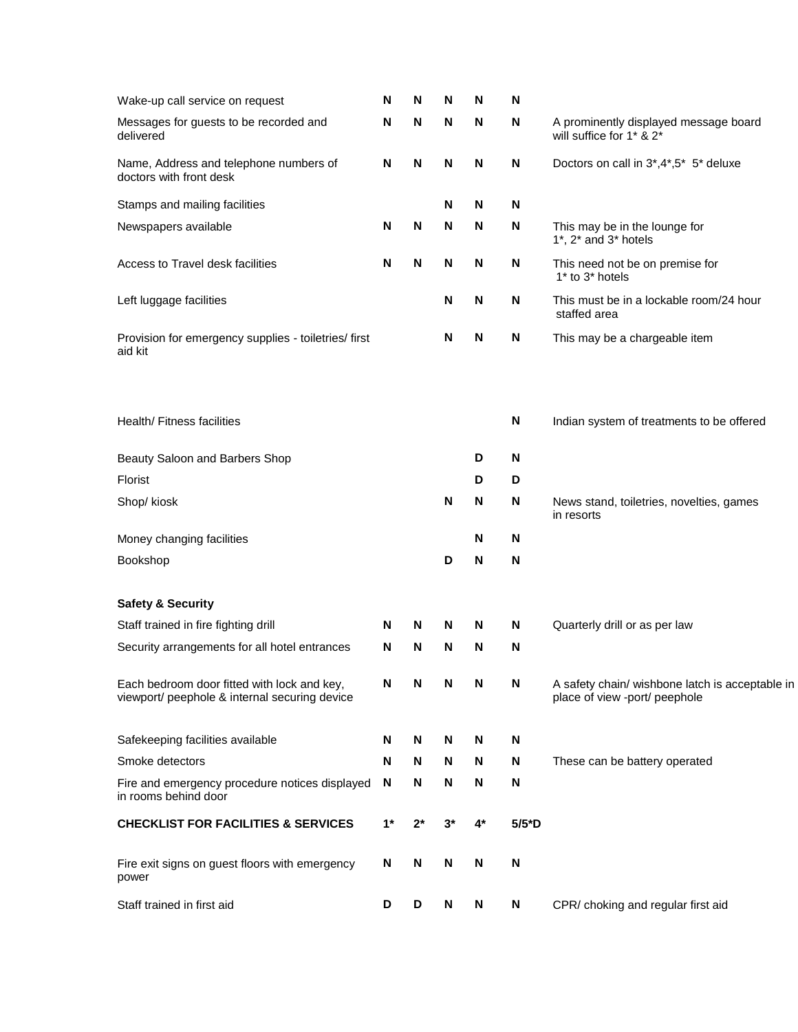| | | | | | | |
|---|---|---|---|---|---|---|
| Wake-up call service on request | N | N | N | N | N | |
| Messages for guests to be recorded and delivered | N | N | N | N | N | A prominently displayed message board will suffice for 1* & 2* |
| Name, Address and telephone numbers of doctors with front desk | N | N | N | N | N | Doctors on call in 3*,4*,5* 5* deluxe |
| Stamps and mailing facilities | | | N | N | N | |
| Newspapers available | N | N | N | N | N | This may be in the lounge for 1*, 2* and 3* hotels |
| Access to Travel desk facilities | N | N | N | N | N | This need not be on premise for 1* to 3* hotels |
| Left luggage facilities | | | N | N | N | This must be in a lockable room/24 hour staffed area |
| Provision for emergency supplies - toiletries/ first aid kit | | | N | N | N | This may be a chargeable item |
| Health/ Fitness facilities | | | | | N | Indian system of treatments to be offered |
| Beauty Saloon and Barbers Shop | | | | D | N | |
| Florist | | | | D | D | |
| Shop/ kiosk | | | N | N | N | News stand, toiletries, novelties, games in resorts |
| Money changing facilities | | | | N | N | |
| Bookshop | | | D | N | N | |
| **Safety & Security** | | | | | | |
| Staff trained in fire fighting drill | N | N | N | N | N | Quarterly drill or as per law |
| Security arrangements for all hotel entrances | N | N | N | N | N | |
| Each bedroom door fitted with lock and key, viewport/ peephole & internal securing device | N | N | N | N | N | A safety chain/ wishbone latch is acceptable in place of view -port/ peephole |
| Safekeeping facilities available | N | N | N | N | N | |
| Smoke detectors | N | N | N | N | N | These can be battery operated |
| Fire and emergency procedure notices displayed in rooms behind door | N | N | N | N | N | |

| **CHECKLIST FOR FACILITIES & SERVICES** | **1*** | **2*** | **3*** | **4*** | **5/5*D** | |
|---|---|---|---|---|---|---|
| Fire exit signs on guest floors with emergency power | N | N | N | N | N | |
| Staff trained in first aid | D | D | N | N | N | CPR/ choking and regular first aid |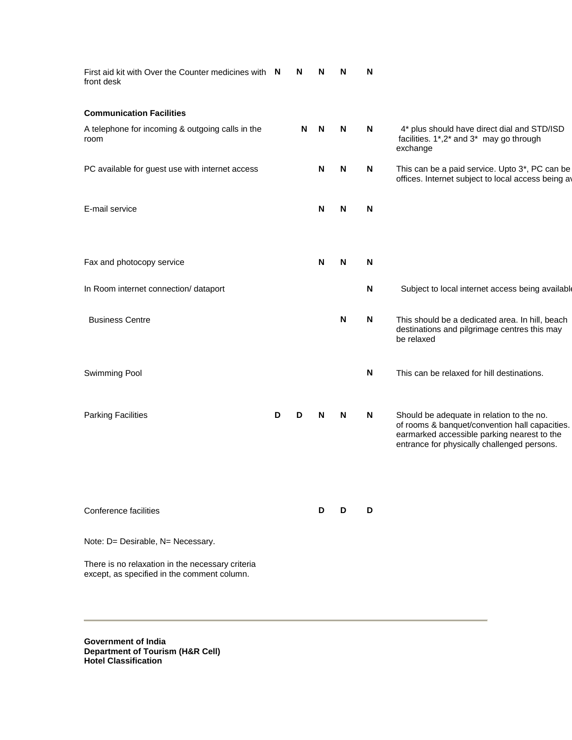| | | | | | | |
|---|---|---|---|---|---|---|
| First aid kit with Over the Counter medicines with front desk | **N** | **N** | **N** | **N** | **N** | |
| **Communication Facilities** | | | | | | |
| A telephone for incoming & outgoing calls in the room | | **N** | **N** | **N** | **N** | 4* plus should have direct dial and STD/ISD facilities. 1*,2* and 3* may go through exchange |
| PC available for guest use with internet access | | | **N** | **N** | **N** | This can be a paid service. Upto 3*, PC can be offices. Internet subject to local access being av |
| E-mail service | | | **N** | **N** | **N** | |
| Fax and photocopy service | | | **N** | **N** | **N** | |
| In Room internet connection/ dataport | | | | | **N** | Subject to local internet access being availabl |
| Business Centre | | | | **N** | **N** | This should be a dedicated area. In hill, beach destinations and pilgrimage centres this may be relaxed |
| Swimming Pool | | | | | **N** | This can be relaxed for hill destinations. |
| Parking Facilities | **D** | **D** | **N** | **N** | **N** | Should be adequate in relation to the no. of rooms & banquet/convention hall capacities. earmarked accessible parking nearest to the entrance for physically challenged persons. |
| Conference facilities | | | **D** | **D** | **D** | |

Note: D= Desirable, N= Necessary.

There is no relaxation in the necessary criteria except, as specified in the comment column.

---

**Government of India**
**Department of Tourism (H&R Cell)**
**Hotel Classification**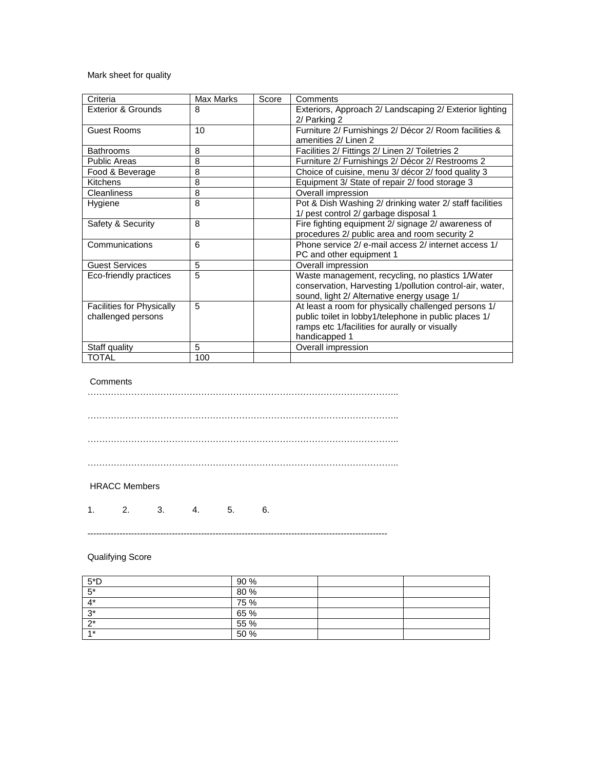Mark sheet for quality

| Criteria | Max Marks | Score | Comments |
|---|---|---|---|
| Exterior & Grounds | 8 | | Exteriors, Approach 2/ Landscaping 2/ Exterior lighting 2/ Parking 2 |
| Guest Rooms | 10 | | Furniture 2/ Furnishings 2/ Décor 2/ Room facilities & amenities 2/ Linen 2 |
| Bathrooms | 8 | | Facilities 2/ Fittings 2/ Linen 2/ Toiletries 2 |
| Public Areas | 8 | | Furniture 2/ Furnishings 2/ Décor 2/ Restrooms 2 |
| Food & Beverage | 8 | | Choice of cuisine, menu 3/ décor 2/ food quality 3 |
| Kitchens | 8 | | Equipment 3/ State of repair 2/ food storage 3 |
| Cleanliness | 8 | | Overall impression |
| Hygiene | 8 | | Pot & Dish Washing 2/ drinking water 2/ staff facilities 1/ pest control 2/ garbage disposal 1 |
| Safety & Security | 8 | | Fire fighting equipment 2/ signage 2/ awareness of procedures 2/ public area and room security 2 |
| Communications | 6 | | Phone service 2/ e-mail access 2/ internet access 1/ PC and other equipment 1 |
| Guest Services | 5 | | Overall impression |
| Eco-friendly practices | 5 | | Waste management, recycling, no plastics 1/Water conservation, Harvesting 1/pollution control-air, water, sound, light 2/ Alternative energy usage 1/ |
| Facilities for Physically challenged persons | 5 | | At least a room for physically challenged persons 1/ public toilet in lobby1/telephone in public places 1/ ramps etc 1/facilities for aurally or visually handicapped 1 |
| Staff quality | 5 | | Overall impression |
| TOTAL | 100 | | |

Comments

………………………………………………………………………………………………..

………………………………………………………………………………………………..

………………………………………………………………………………………………..

………………………………………………………………………………………………..

HRACC Members

1. 2. 3. 4. 5. 6.

-----------------------------------------------------------------------------------------------------

Qualifying Score

| | | | |
|---|---|---|---|
| 5*D | 90 % | | |
| 5* | 80 % | | |
| 4* | 75 % | | |
| 3* | 65 % | | |
| 2* | 55 % | | |
| 1* | 50 % | | |